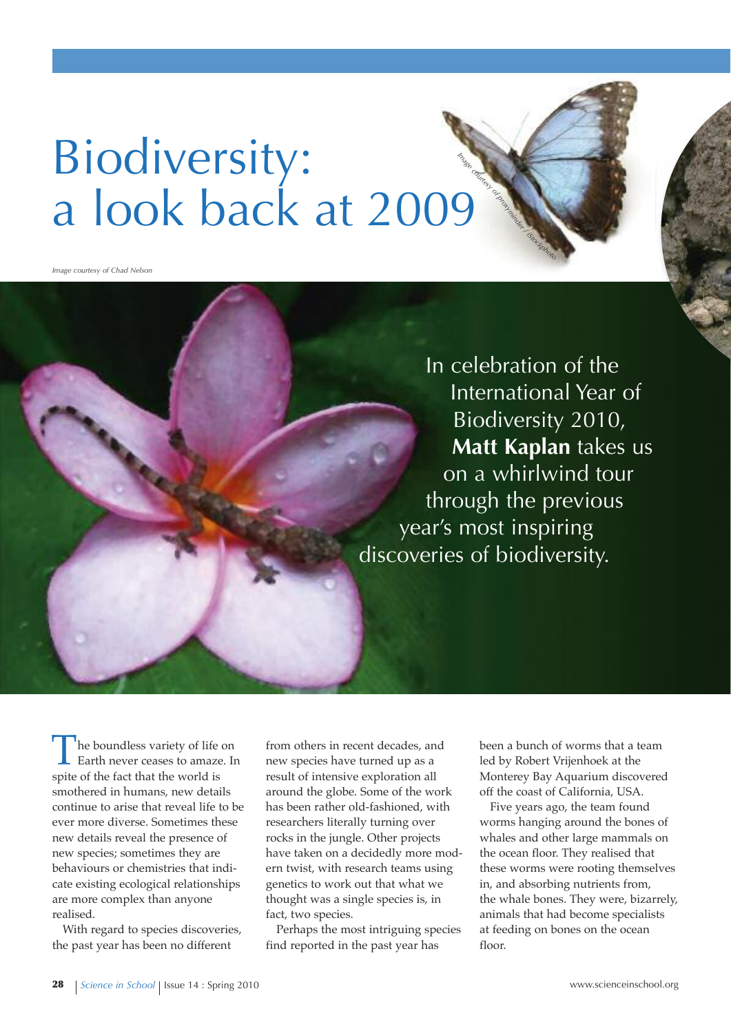# Biodiversity: a look back at 2009

*Image courtesy of proxyminder / iStockphoto*

*Image courtesy of Chad Nelson*

In celebration of the International Year of Biodiversity 2010, **Matt Kaplan** takes us on a whirlwind tour through the previous year's most inspiring discoveries of biodiversity.

The boundless variety of life on Earth never ceases to amaze. In spite of the fact that the world is smothered in humans, new details continue to arise that reveal life to be ever more diverse. Sometimes these new details reveal the presence of new species; sometimes they are behaviours or chemistries that indicate existing ecological relationships are more complex than anyone realised.

With regard to species discoveries, the past year has been no different from others in recent decades, and new species have turned up as a result of intensive exploration all around the globe. Some of the work has been rather old-fashioned, with researchers literally turning over rocks in the jungle. Other projects have taken on a decidedly more modern twist, with research teams using genetics to work out that what we thought was a single species is, in fact, two species.

Perhaps the most intriguing species find reported in the past year has been a bunch of worms that a team led by Robert Vrijenhoek at the Monterey Bay Aquarium discovered off the coast of California, USA.

Five years ago, the team found worms hanging around the bones of whales and other large mammals on the ocean floor. They realised that these worms were rooting themselves in, and absorbing nutrients from, the whale bones. They were, bizarrely, animals that had become specialists at feeding on bones on the ocean floor.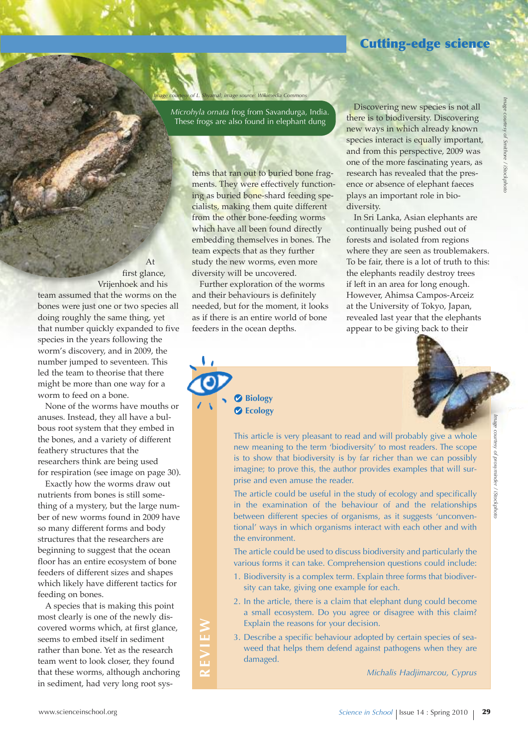*Image courtesy of L. Shyamal; image source: Wikimedia Commons*

*Microhyla ornata* frog from Savandurga, India. These frogs are also found in elephant dung

At first glance, Vrijenhoek and his team assumed that the worms on the bones were just one or two species all doing roughly the same thing, yet that number quickly expanded to five species in the years following the worm's discovery, and in 2009, the number jumped to seventeen. This led the team to theorise that there might be more than one way for a worm to feed on a bone.

None of the worms have mouths or anuses. Instead, they all have a bulbous root system that they embed in the bones, and a variety of different feathery structures that the researchers think are being used for respiration (see image on page 30).

Exactly how the worms draw out nutrients from bones is still something of a mystery, but the large number of new worms found in 2009 have so many different forms and body structures that the researchers are beginning to suggest that the ocean floor has an entire ecosystem of bone feeders of different sizes and shapes which likely have different tactics for feeding on bones.

A species that is making this point most clearly is one of the newly discovered worms which, at first glance, seems to embed itself in sediment rather than bone. Yet as the research team went to look closer, they found that these worms, although anchoring in sediment, had very long root systems that ran out to buried bone fragments. They were effectively functioning as buried bone-shard feeding specialists, making them quite different from the other bone-feeding worms which have all been found directly embedding themselves in bones. The team expects that as they further study the new worms, even more diversity will be uncovered.

Further exploration of the worms and their behaviours is definitely needed, but for the moment, it looks as if there is an entire world of bone feeders in the ocean depths.

Discovering new species is not all there is to biodiversity. Discovering new ways in which already known species interact is equally important, and from this perspective, 2009 was one of the more fascinating years, as research has revealed that the presence or absence of elephant faeces plays an important role in biodiversity.

In Sri Lanka, Asian elephants are continually being pushed out of forests and isolated from regions where they are seen as troublemakers. To be fair, there is a lot of truth to this: the elephants readily destroy trees if left in an area for long enough. However, Ahimsa Campos-Arceiz at the University of Tokyo, Japan, revealed last year that the elephants appear to be giving back to their

*Image courtesy of Smithore / iStockphoto*

*Image courtesy of proxyminder / iStockphoto*

**REVIEW**

- **Biology**
- **Ecology**

This article is very pleasant to read and will probably give a whole new meaning to the term 'biodiversity' to most readers. The scope is to show that biodiversity is by far richer than we can possibly imagine; to prove this, the author provides examples that will surprise and even amuse the reader.

The article could be useful in the study of ecology and specifically in the examination of the behaviour of and the relationships between different species of organisms, as it suggests 'unconventional' ways in which organisms interact with each other and with the environment.

The article could be used to discuss biodiversity and particularly the various forms it can take. Comprehension questions could include:

1. Biodiversity is a complex term. Explain three forms that biodiversity can take, giving one example for each.
2. In the article, there is a claim that elephant dung could become a small ecosystem. Do you agree or disagree with this claim? Explain the reasons for your decision.
3. Describe a specific behaviour adopted by certain species of seaweed that helps them defend against pathogens when they are damaged.

*Michalis Hadjimarcou, Cyprus*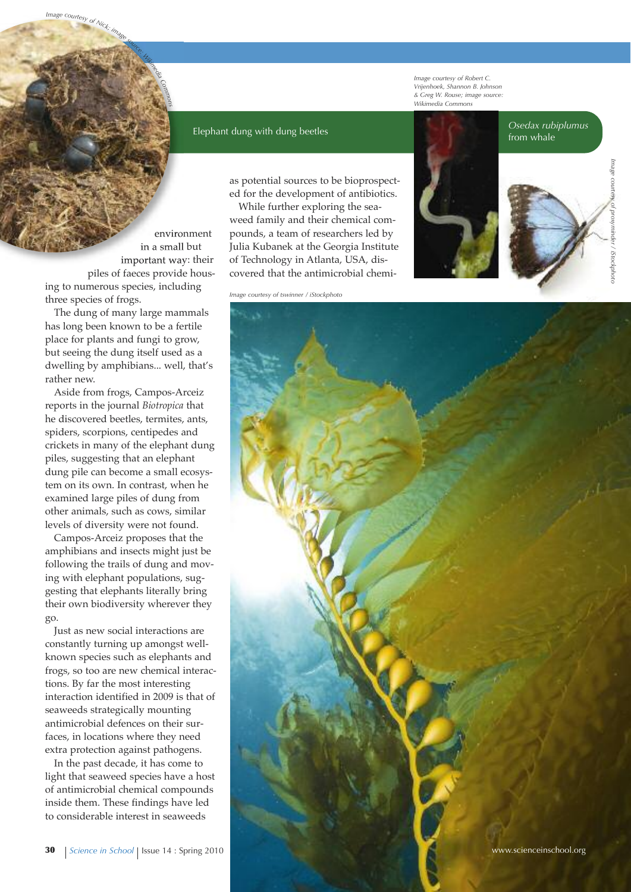Image courtesy of Nick; image source: Wikimedia Commons

Elephant dung with dung beetles

Image courtesy of Robert C. Vrijenhoek, Shannon B. Johnson & Greg W. Rouse; image source: Wikimedia Commons

*Osedax rubiplumus* from whale

Image courtesy of proxyminder / iStockphoto

environment in a small but important way: their piles of faeces provide housing to numerous species, including three species of frogs.

The dung of many large mammals has long been known to be a fertile place for plants and fungi to grow, but seeing the dung itself used as a dwelling by amphibians... well, that's rather new.

Aside from frogs, Campos-Arceiz reports in the journal *Biotropica* that he discovered beetles, termites, ants, spiders, scorpions, centipedes and crickets in many of the elephant dung piles, suggesting that an elephant dung pile can become a small ecosystem on its own. In contrast, when he examined large piles of dung from other animals, such as cows, similar levels of diversity were not found.

Campos-Arceiz proposes that the amphibians and insects might just be following the trails of dung and moving with elephant populations, suggesting that elephants literally bring their own biodiversity wherever they go.

Just as new social interactions are constantly turning up amongst well-known species such as elephants and frogs, so too are new chemical interactions. By far the most interesting interaction identified in 2009 is that of seaweeds strategically mounting antimicrobial defences on their surfaces, in locations where they need extra protection against pathogens.

In the past decade, it has come to light that seaweed species have a host of antimicrobial chemical compounds inside them. These findings have led to considerable interest in seaweeds as potential sources to be bioprospected for the development of antibiotics.

While further exploring the seaweed family and their chemical compounds, a team of researchers led by Julia Kubanek at the Georgia Institute of Technology in Atlanta, USA, discovered that the antimicrobial chemi-

Image courtesy of tswinner / iStockphoto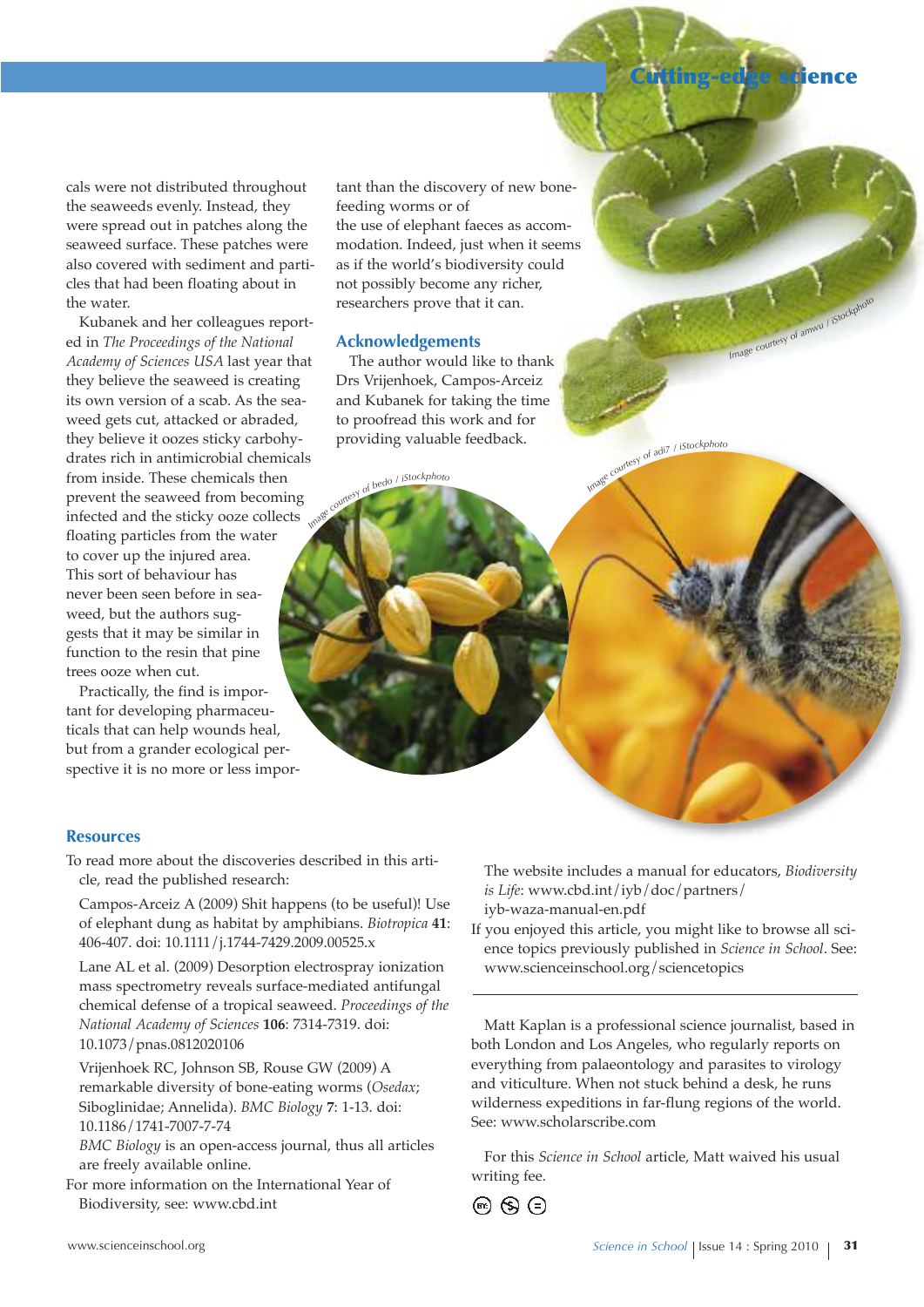cals were not distributed throughout the seaweeds evenly. Instead, they were spread out in patches along the seaweed surface. These patches were also covered with sediment and particles that had been floating about in the water.

Kubanek and her colleagues reported in *The Proceedings of the National Academy of Sciences USA* last year that they believe the seaweed is creating its own version of a scab. As the seaweed gets cut, attacked or abraded, they believe it oozes sticky carbohydrates rich in antimicrobial chemicals from inside. These chemicals then prevent the seaweed from becoming infected and the sticky ooze collects floating particles from the water to cover up the injured area. This sort of behaviour has never been seen before in seaweed, but the authors suggests that it may be similar in function to the resin that pine trees ooze when cut.

Practically, the find is important for developing pharmaceuticals that can help wounds heal, but from a grander ecological perspective it is no more or less important than the discovery of new bone-feeding worms or of the use of elephant faeces as accommodation. Indeed, just when it seems as if the world's biodiversity could not possibly become any richer, researchers prove that it can.

Image courtesy of amwu / iStockphoto

Image courtesy of bedo / iStockphoto

Image courtesy of adi7 / iStockphoto

## Acknowledgements

The author would like to thank Drs Vrijenhoek, Campos-Arceiz and Kubanek for taking the time to proofread this work and for providing valuable feedback.

## Resources

To read more about the discoveries described in this article, read the published research:

Campos-Arceiz A (2009) Shit happens (to be useful)! Use of elephant dung as habitat by amphibians. *Biotropica* **41**: 406-407. doi: 10.1111/j.1744-7429.2009.00525.x

Lane AL et al. (2009) Desorption electrospray ionization mass spectrometry reveals surface-mediated antifungal chemical defense of a tropical seaweed. *Proceedings of the National Academy of Sciences* **106**: 7314-7319. doi: 10.1073/pnas.0812020106

Vrijenhoek RC, Johnson SB, Rouse GW (2009) A remarkable diversity of bone-eating worms (*Osedax*; Siboglinidae; Annelida). *BMC Biology* **7**: 1-13. doi: 10.1186/1741-7007-7-74

*BMC Biology* is an open-access journal, thus all articles are freely available online.

For more information on the International Year of Biodiversity, see: www.cbd.int

The website includes a manual for educators, *Biodiversity is Life*: www.cbd.int/iyb/doc/partners/iyb-waza-manual-en.pdf

If you enjoyed this article, you might like to browse all science topics previously published in *Science in School*. See: www.scienceinschool.org/sciencetopics

---

Matt Kaplan is a professional science journalist, based in both London and Los Angeles, who regularly reports on everything from palaeontology and parasites to virology and viticulture. When not stuck behind a desk, he runs wilderness expeditions in far-flung regions of the world. See: www.scholarscribe.com

For this *Science in School* article, Matt waived his usual writing fee.